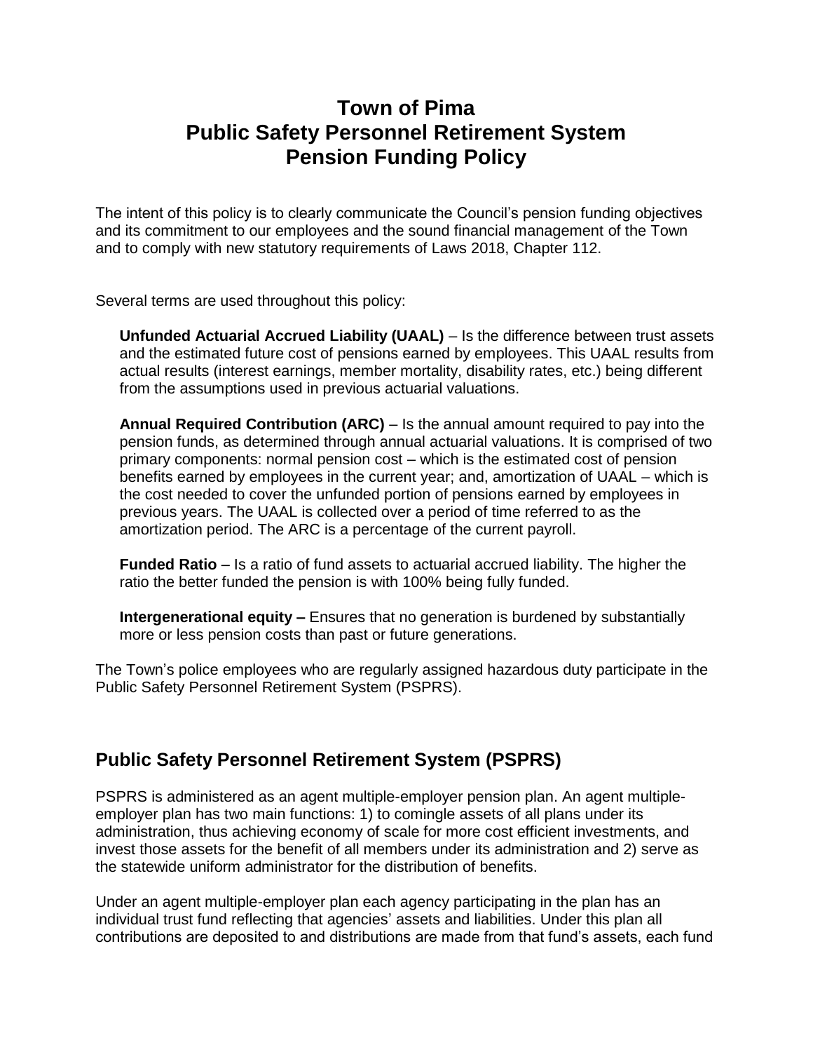# Town of Pima
# Public Safety Personnel Retirement System
# Pension Funding Policy

The intent of this policy is to clearly communicate the Council's pension funding objectives and its commitment to our employees and the sound financial management of the Town and to comply with new statutory requirements of Laws 2018, Chapter 112.

Several terms are used throughout this policy:

**Unfunded Actuarial Accrued Liability (UAAL)** – Is the difference between trust assets and the estimated future cost of pensions earned by employees. This UAAL results from actual results (interest earnings, member mortality, disability rates, etc.) being different from the assumptions used in previous actuarial valuations.

**Annual Required Contribution (ARC)** – Is the annual amount required to pay into the pension funds, as determined through annual actuarial valuations. It is comprised of two primary components: normal pension cost – which is the estimated cost of pension benefits earned by employees in the current year; and, amortization of UAAL – which is the cost needed to cover the unfunded portion of pensions earned by employees in previous years. The UAAL is collected over a period of time referred to as the amortization period. The ARC is a percentage of the current payroll.

**Funded Ratio** – Is a ratio of fund assets to actuarial accrued liability. The higher the ratio the better funded the pension is with 100% being fully funded.

**Intergenerational equity –** Ensures that no generation is burdened by substantially more or less pension costs than past or future generations.

The Town's police employees who are regularly assigned hazardous duty participate in the Public Safety Personnel Retirement System (PSPRS).

## Public Safety Personnel Retirement System (PSPRS)

PSPRS is administered as an agent multiple-employer pension plan. An agent multiple-employer plan has two main functions: 1) to comingle assets of all plans under its administration, thus achieving economy of scale for more cost efficient investments, and invest those assets for the benefit of all members under its administration and 2) serve as the statewide uniform administrator for the distribution of benefits.

Under an agent multiple-employer plan each agency participating in the plan has an individual trust fund reflecting that agencies' assets and liabilities. Under this plan all contributions are deposited to and distributions are made from that fund's assets, each fund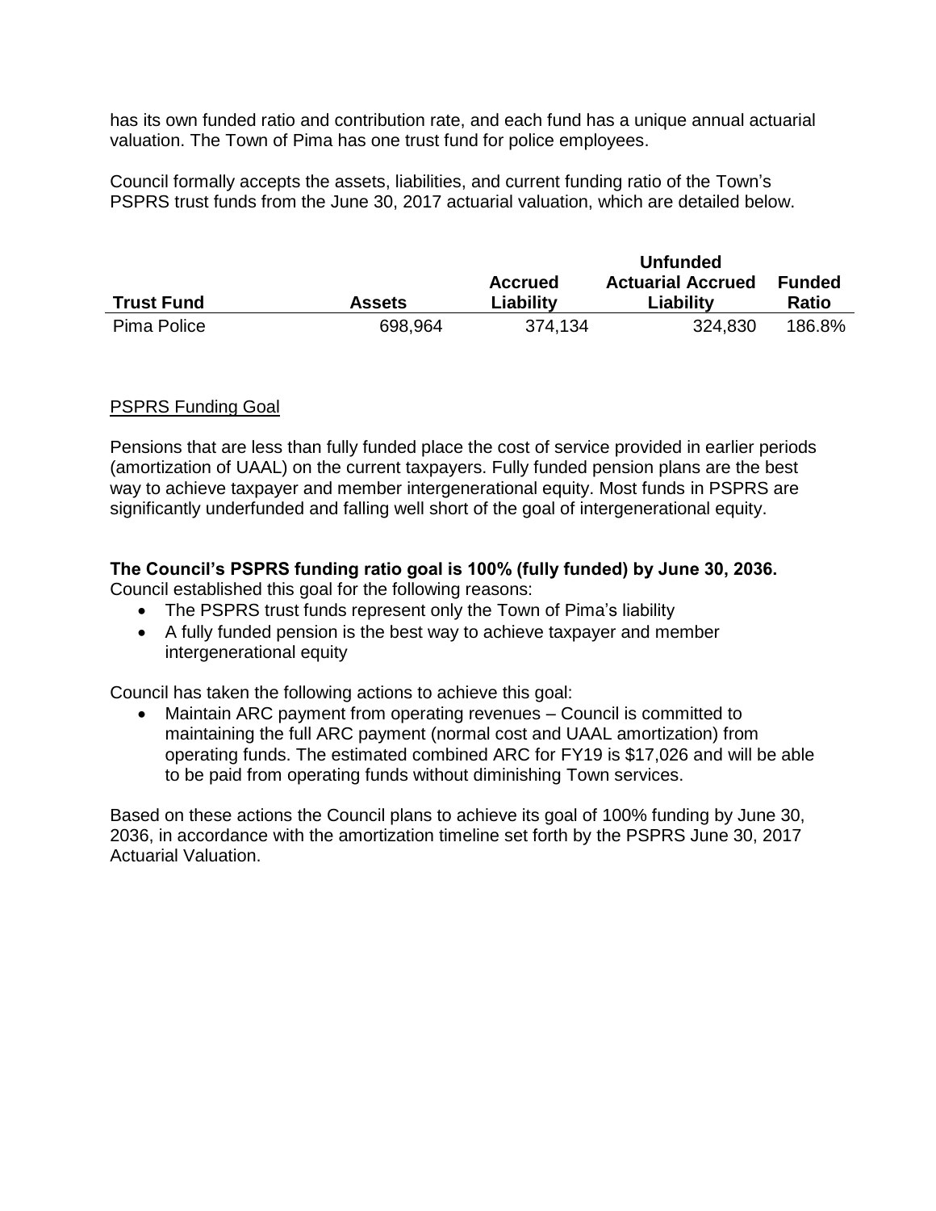has its own funded ratio and contribution rate, and each fund has a unique annual actuarial valuation. The Town of Pima has one trust fund for police employees.

Council formally accepts the assets, liabilities, and current funding ratio of the Town's PSPRS trust funds from the June 30, 2017 actuarial valuation, which are detailed below.

| Trust Fund | Assets | Accrued Liability | Unfunded Actuarial Accrued Liability | Funded Ratio |
|---|---|---|---|---|
| Pima Police | 698,964 | 374,134 | 324,830 | 186.8% |

PSPRS Funding Goal

Pensions that are less than fully funded place the cost of service provided in earlier periods (amortization of UAAL) on the current taxpayers. Fully funded pension plans are the best way to achieve taxpayer and member intergenerational equity. Most funds in PSPRS are significantly underfunded and falling well short of the goal of intergenerational equity.

**The Council's PSPRS funding ratio goal is 100% (fully funded) by June 30, 2036.**
Council established this goal for the following reasons:

- The PSPRS trust funds represent only the Town of Pima's liability
- A fully funded pension is the best way to achieve taxpayer and member intergenerational equity

Council has taken the following actions to achieve this goal:

- Maintain ARC payment from operating revenues – Council is committed to maintaining the full ARC payment (normal cost and UAAL amortization) from operating funds. The estimated combined ARC for FY19 is $17,026 and will be able to be paid from operating funds without diminishing Town services.

Based on these actions the Council plans to achieve its goal of 100% funding by June 30, 2036, in accordance with the amortization timeline set forth by the PSPRS June 30, 2017 Actuarial Valuation.